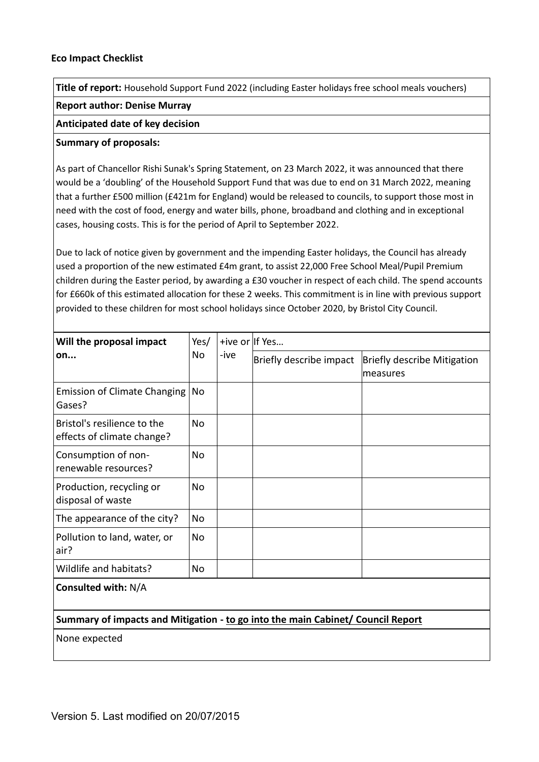**Eco Impact Checklist**

**Title of report:** Household Support Fund 2022 (including Easter holidays free school meals vouchers)

**Report author: Denise Murray**

**Anticipated date of key decision**

**Summary of proposals:**

As part of Chancellor Rishi Sunak's Spring Statement, on 23 March 2022, it was announced that there would be a 'doubling' of the Household Support Fund that was due to end on 31 March 2022, meaning that a further £500 million (£421m for England) would be released to councils, to support those most in need with the cost of food, energy and water bills, phone, broadband and clothing and in exceptional cases, housing costs. This is for the period of April to September 2022.

Due to lack of notice given by government and the impending Easter holidays, the Council has already used a proportion of the new estimated £4m grant, to assist 22,000 Free School Meal/Pupil Premium children during the Easter period, by awarding a £30 voucher in respect of each child. The spend accounts for £660k of this estimated allocation for these 2 weeks. This commitment is in line with previous support provided to these children for most school holidays since October 2020, by Bristol City Council.

| Will the proposal impact on... | Yes/ No | +ive or -ive | If Yes... | |
|---|---|---|---|---|
| | | | Briefly describe impact | Briefly describe Mitigation measures |
| Emission of Climate Changing Gases? | No | | | |
| Bristol's resilience to the effects of climate change? | No | | | |
| Consumption of non-renewable resources? | No | | | |
| Production, recycling or disposal of waste | No | | | |
| The appearance of the city? | No | | | |
| Pollution to land, water, or air? | No | | | |
| Wildlife and habitats? | No | | | |

**Consulted with:** N/A

**Summary of impacts and Mitigation - to go into the main Cabinet/ Council Report**

None expected

Version 5. Last modified on 20/07/2015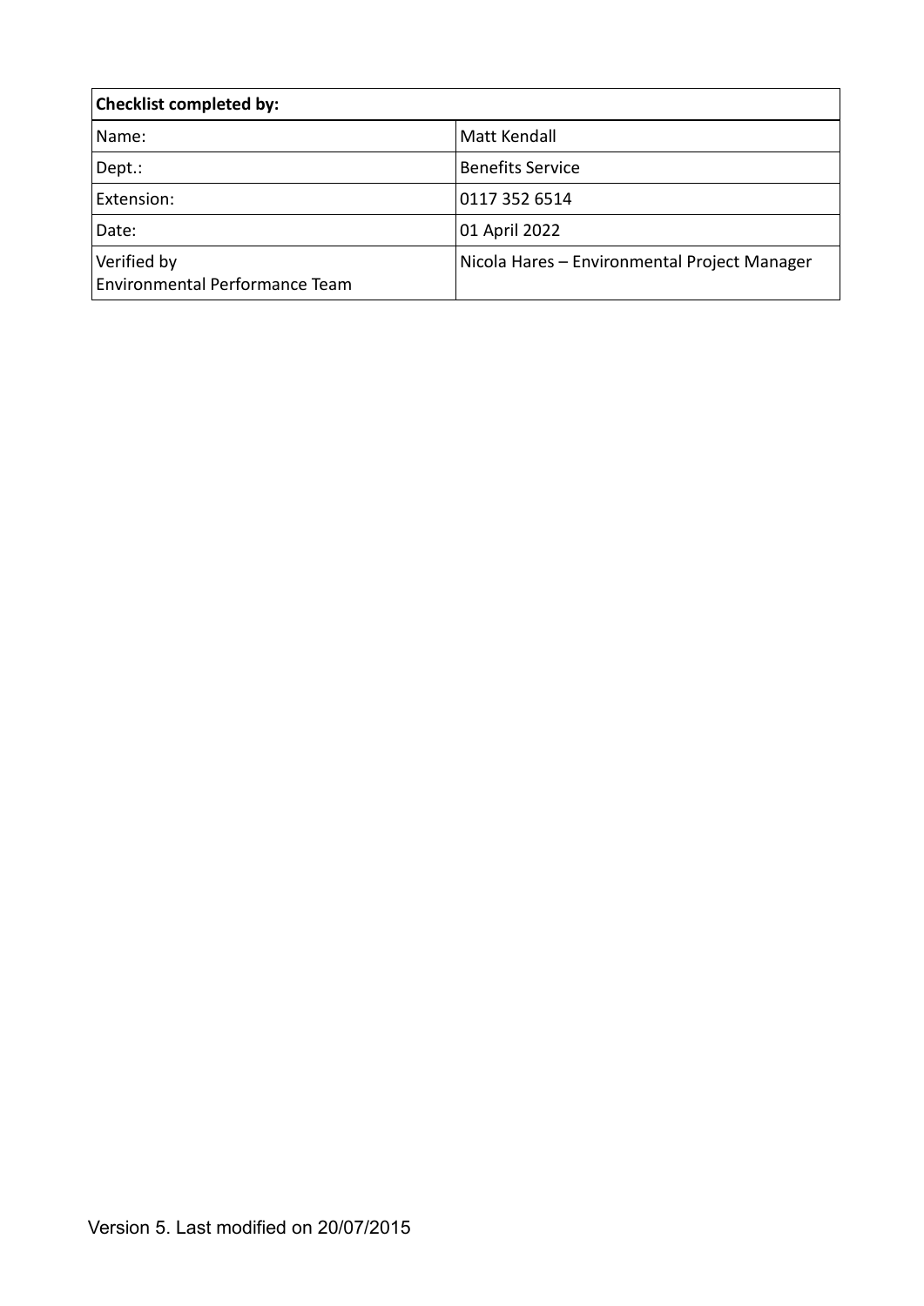| Checklist completed by: | |
| --- | --- |
| Name: | Matt Kendall |
| Dept.: | Benefits Service |
| Extension: | 0117 352 6514 |
| Date: | 01 April 2022 |
| Verified by Environmental Performance Team | Nicola Hares – Environmental Project Manager |

Version 5. Last modified on 20/07/2015